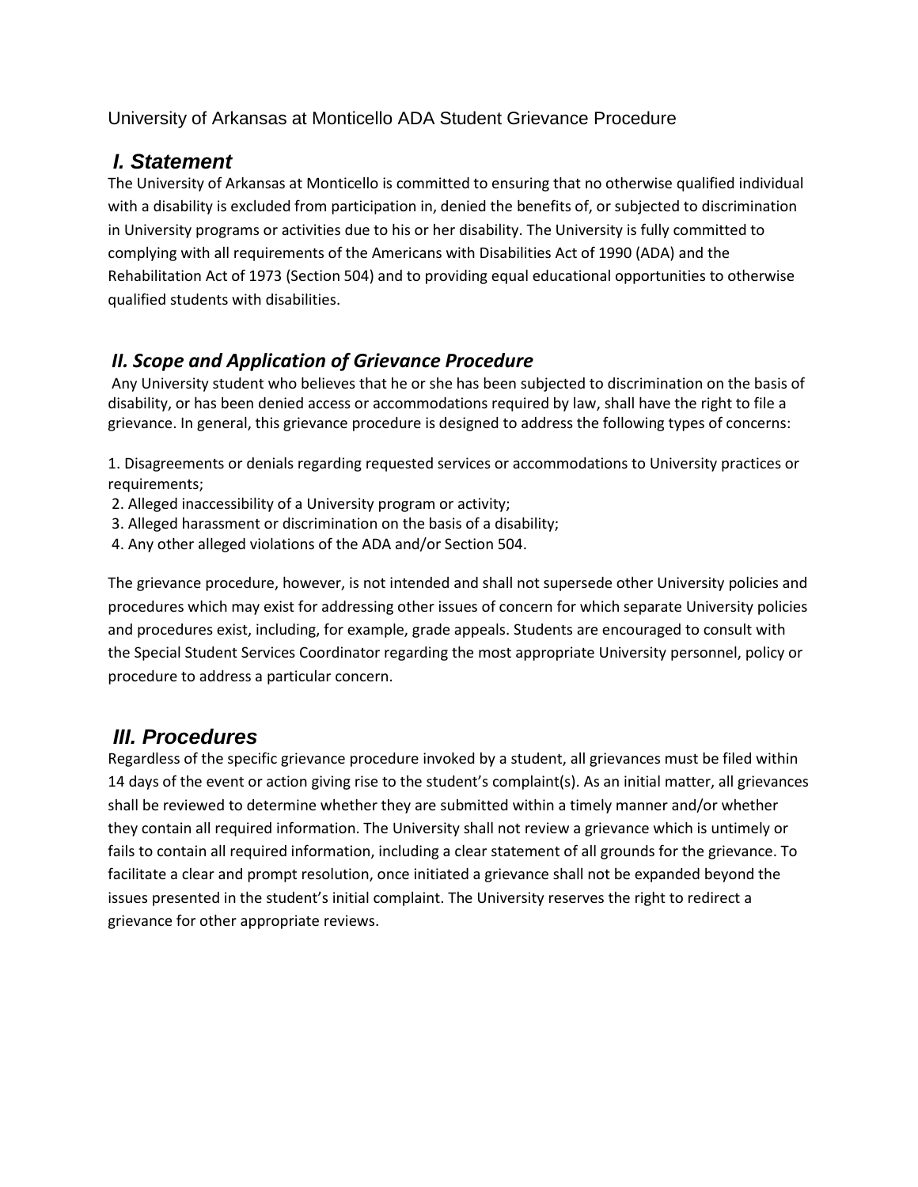University of Arkansas at Monticello ADA Student Grievance Procedure

## *I. Statement*

The University of Arkansas at Monticello is committed to ensuring that no otherwise qualified individual with a disability is excluded from participation in, denied the benefits of, or subjected to discrimination in University programs or activities due to his or her disability. The University is fully committed to complying with all requirements of the Americans with Disabilities Act of 1990 (ADA) and the Rehabilitation Act of 1973 (Section 504) and to providing equal educational opportunities to otherwise qualified students with disabilities.

## *II. Scope and Application of Grievance Procedure*

Any University student who believes that he or she has been subjected to discrimination on the basis of disability, or has been denied access or accommodations required by law, shall have the right to file a grievance. In general, this grievance procedure is designed to address the following types of concerns:

1. Disagreements or denials regarding requested services or accommodations to University practices or requirements;
2. Alleged inaccessibility of a University program or activity;
3. Alleged harassment or discrimination on the basis of a disability;
4. Any other alleged violations of the ADA and/or Section 504.

The grievance procedure, however, is not intended and shall not supersede other University policies and procedures which may exist for addressing other issues of concern for which separate University policies and procedures exist, including, for example, grade appeals. Students are encouraged to consult with the Special Student Services Coordinator regarding the most appropriate University personnel, policy or procedure to address a particular concern.

## *III. Procedures*

Regardless of the specific grievance procedure invoked by a student, all grievances must be filed within 14 days of the event or action giving rise to the student's complaint(s). As an initial matter, all grievances shall be reviewed to determine whether they are submitted within a timely manner and/or whether they contain all required information. The University shall not review a grievance which is untimely or fails to contain all required information, including a clear statement of all grounds for the grievance. To facilitate a clear and prompt resolution, once initiated a grievance shall not be expanded beyond the issues presented in the student's initial complaint. The University reserves the right to redirect a grievance for other appropriate reviews.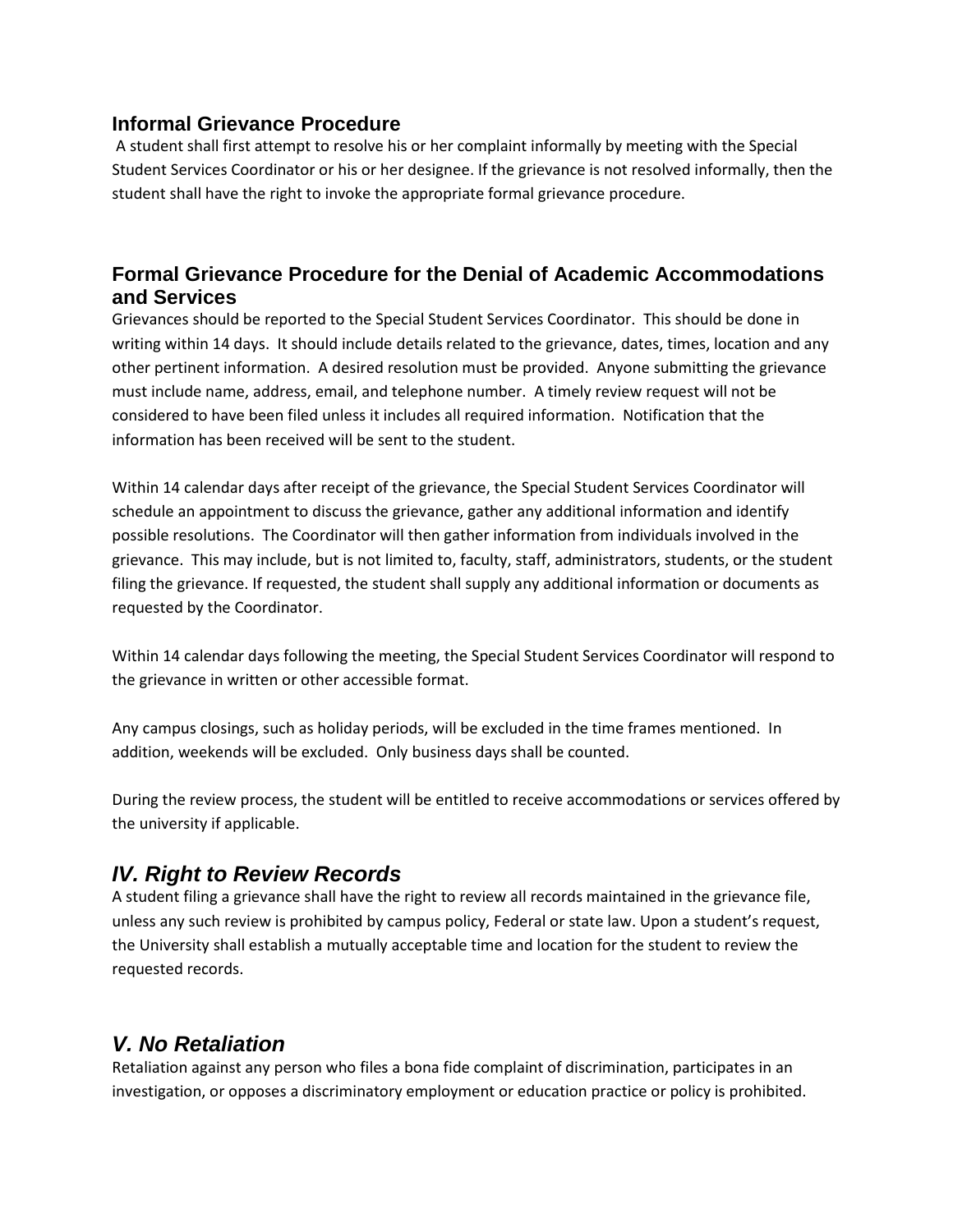## Informal Grievance Procedure

A student shall first attempt to resolve his or her complaint informally by meeting with the Special Student Services Coordinator or his or her designee. If the grievance is not resolved informally, then the student shall have the right to invoke the appropriate formal grievance procedure.

## Formal Grievance Procedure for the Denial of Academic Accommodations and Services

Grievances should be reported to the Special Student Services Coordinator. This should be done in writing within 14 days. It should include details related to the grievance, dates, times, location and any other pertinent information. A desired resolution must be provided. Anyone submitting the grievance must include name, address, email, and telephone number. A timely review request will not be considered to have been filed unless it includes all required information. Notification that the information has been received will be sent to the student.

Within 14 calendar days after receipt of the grievance, the Special Student Services Coordinator will schedule an appointment to discuss the grievance, gather any additional information and identify possible resolutions. The Coordinator will then gather information from individuals involved in the grievance. This may include, but is not limited to, faculty, staff, administrators, students, or the student filing the grievance. If requested, the student shall supply any additional information or documents as requested by the Coordinator.

Within 14 calendar days following the meeting, the Special Student Services Coordinator will respond to the grievance in written or other accessible format.

Any campus closings, such as holiday periods, will be excluded in the time frames mentioned. In addition, weekends will be excluded. Only business days shall be counted.

During the review process, the student will be entitled to receive accommodations or services offered by the university if applicable.

## *IV. Right to Review Records*

A student filing a grievance shall have the right to review all records maintained in the grievance file, unless any such review is prohibited by campus policy, Federal or state law. Upon a student's request, the University shall establish a mutually acceptable time and location for the student to review the requested records.

## *V. No Retaliation*

Retaliation against any person who files a bona fide complaint of discrimination, participates in an investigation, or opposes a discriminatory employment or education practice or policy is prohibited.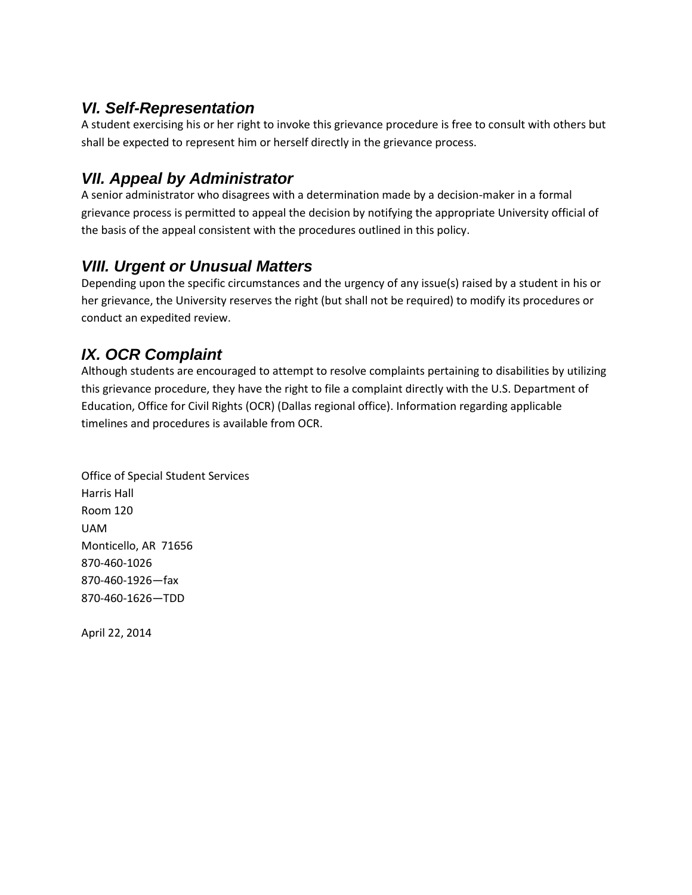## *VI. Self-Representation*

A student exercising his or her right to invoke this grievance procedure is free to consult with others but shall be expected to represent him or herself directly in the grievance process.

## *VII. Appeal by Administrator*

A senior administrator who disagrees with a determination made by a decision-maker in a formal grievance process is permitted to appeal the decision by notifying the appropriate University official of the basis of the appeal consistent with the procedures outlined in this policy.

## *VIII. Urgent or Unusual Matters*

Depending upon the specific circumstances and the urgency of any issue(s) raised by a student in his or her grievance, the University reserves the right (but shall not be required) to modify its procedures or conduct an expedited review.

## *IX. OCR Complaint*

Although students are encouraged to attempt to resolve complaints pertaining to disabilities by utilizing this grievance procedure, they have the right to file a complaint directly with the U.S. Department of Education, Office for Civil Rights (OCR) (Dallas regional office). Information regarding applicable timelines and procedures is available from OCR.

Office of Special Student Services
Harris Hall
Room 120
UAM
Monticello, AR 71656
870-460-1026
870-460-1926—fax
870-460-1626—TDD

April 22, 2014